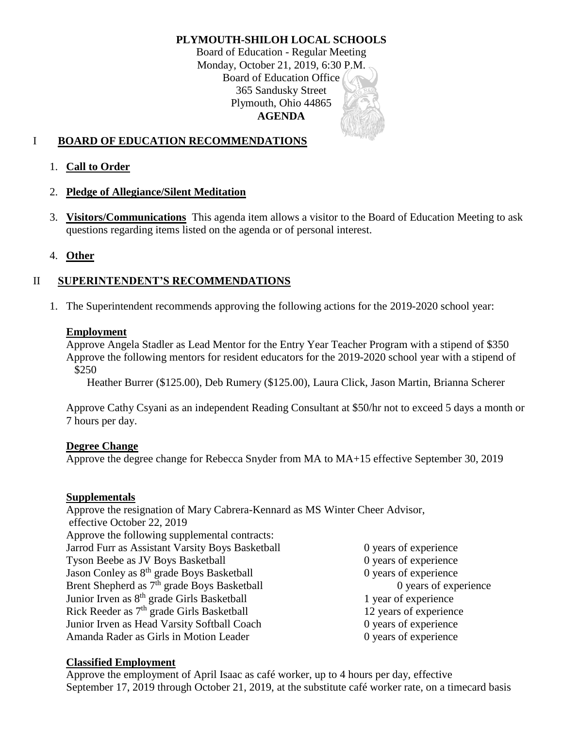**PLYMOUTH-SHILOH LOCAL SCHOOLS**
Board of Education - Regular Meeting
Monday, October 21, 2019, 6:30 P.M.
Board of Education Office
365 Sandusky Street
Plymouth, Ohio 44865
**AGENDA**

## I **BOARD OF EDUCATION RECOMMENDATIONS**

1. **Call to Order**

2. **Pledge of Allegiance/Silent Meditation**

3. **Visitors/Communications** This agenda item allows a visitor to the Board of Education Meeting to ask questions regarding items listed on the agenda or of personal interest.

4. **Other**

## II **SUPERINTENDENT'S RECOMMENDATIONS**

1. The Superintendent recommends approving the following actions for the 2019-2020 school year:

**Employment**

Approve Angela Stadler as Lead Mentor for the Entry Year Teacher Program with a stipend of $350
Approve the following mentors for resident educators for the 2019-2020 school year with a stipend of $250

Heather Burrer ($125.00), Deb Rumery ($125.00), Laura Click, Jason Martin, Brianna Scherer

Approve Cathy Csyani as an independent Reading Consultant at $50/hr not to exceed 5 days a month or 7 hours per day.

**Degree Change**

Approve the degree change for Rebecca Snyder from MA to MA+15 effective September 30, 2019

**Supplementals**

Approve the resignation of Mary Cabrera-Kennard as MS Winter Cheer Advisor, effective October 22, 2019
Approve the following supplemental contracts:

| | |
|---|---|
| Jarrod Furr as Assistant Varsity Boys Basketball | 0 years of experience |
| Tyson Beebe as JV Boys Basketball | 0 years of experience |
| Jason Conley as 8th grade Boys Basketball | 0 years of experience |
| Brent Shepherd as 7th grade Boys Basketball | 0 years of experience |
| Junior Irven as 8th grade Girls Basketball | 1 year of experience |
| Rick Reeder as 7th grade Girls Basketball | 12 years of experience |
| Junior Irven as Head Varsity Softball Coach | 0 years of experience |
| Amanda Rader as Girls in Motion Leader | 0 years of experience |

**Classified Employment**

Approve the employment of April Isaac as café worker, up to 4 hours per day, effective September 17, 2019 through October 21, 2019, at the substitute café worker rate, on a timecard basis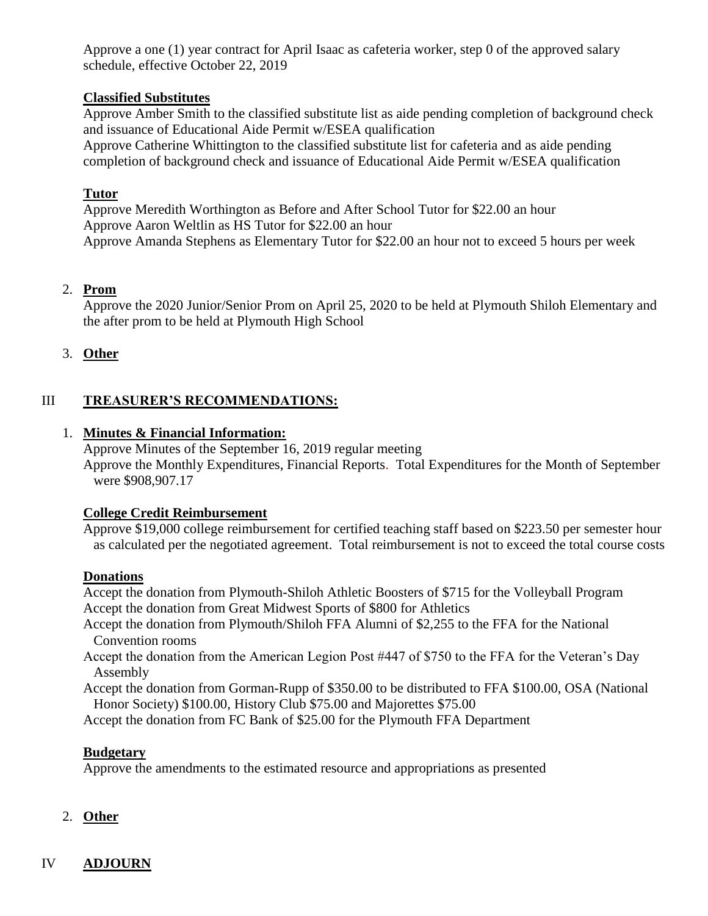Approve a one (1) year contract for April Isaac as cafeteria worker, step 0 of the approved salary schedule, effective October 22, 2019

**Classified Substitutes**

Approve Amber Smith to the classified substitute list as aide pending completion of background check and issuance of Educational Aide Permit w/ESEA qualification

Approve Catherine Whittington to the classified substitute list for cafeteria and as aide pending completion of background check and issuance of Educational Aide Permit w/ESEA qualification

**Tutor**

Approve Meredith Worthington as Before and After School Tutor for $22.00 an hour

Approve Aaron Weltlin as HS Tutor for $22.00 an hour

Approve Amanda Stephens as Elementary Tutor for $22.00 an hour not to exceed 5 hours per week

2. **Prom**

   Approve the 2020 Junior/Senior Prom on April 25, 2020 to be held at Plymouth Shiloh Elementary and the after prom to be held at Plymouth High School

3. **Other**

## III **TREASURER'S RECOMMENDATIONS:**

1. **Minutes & Financial Information:**

   Approve Minutes of the September 16, 2019 regular meeting

   Approve the Monthly Expenditures, Financial Reports. Total Expenditures for the Month of September were $908,907.17

**College Credit Reimbursement**

Approve $19,000 college reimbursement for certified teaching staff based on $223.50 per semester hour as calculated per the negotiated agreement. Total reimbursement is not to exceed the total course costs

**Donations**

Accept the donation from Plymouth-Shiloh Athletic Boosters of $715 for the Volleyball Program

Accept the donation from Great Midwest Sports of $800 for Athletics

Accept the donation from Plymouth/Shiloh FFA Alumni of $2,255 to the FFA for the National Convention rooms

Accept the donation from the American Legion Post #447 of $750 to the FFA for the Veteran's Day Assembly

Accept the donation from Gorman-Rupp of $350.00 to be distributed to FFA $100.00, OSA (National Honor Society) $100.00, History Club $75.00 and Majorettes $75.00

Accept the donation from FC Bank of $25.00 for the Plymouth FFA Department

**Budgetary**

Approve the amendments to the estimated resource and appropriations as presented

2. **Other**

## IV **ADJOURN**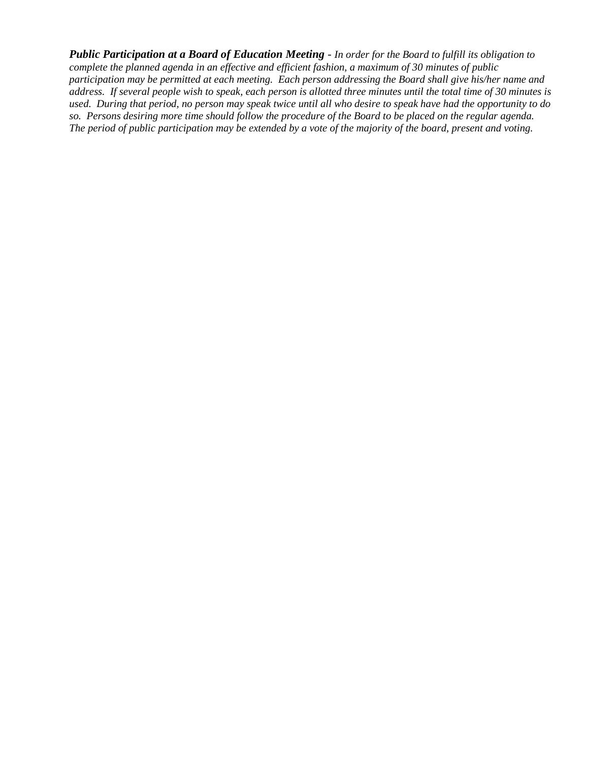***Public Participation at a Board of Education Meeting*** - *In order for the Board to fulfill its obligation to complete the planned agenda in an effective and efficient fashion, a maximum of 30 minutes of public participation may be permitted at each meeting. Each person addressing the Board shall give his/her name and address. If several people wish to speak, each person is allotted three minutes until the total time of 30 minutes is used. During that period, no person may speak twice until all who desire to speak have had the opportunity to do so. Persons desiring more time should follow the procedure of the Board to be placed on the regular agenda. The period of public participation may be extended by a vote of the majority of the board, present and voting.*